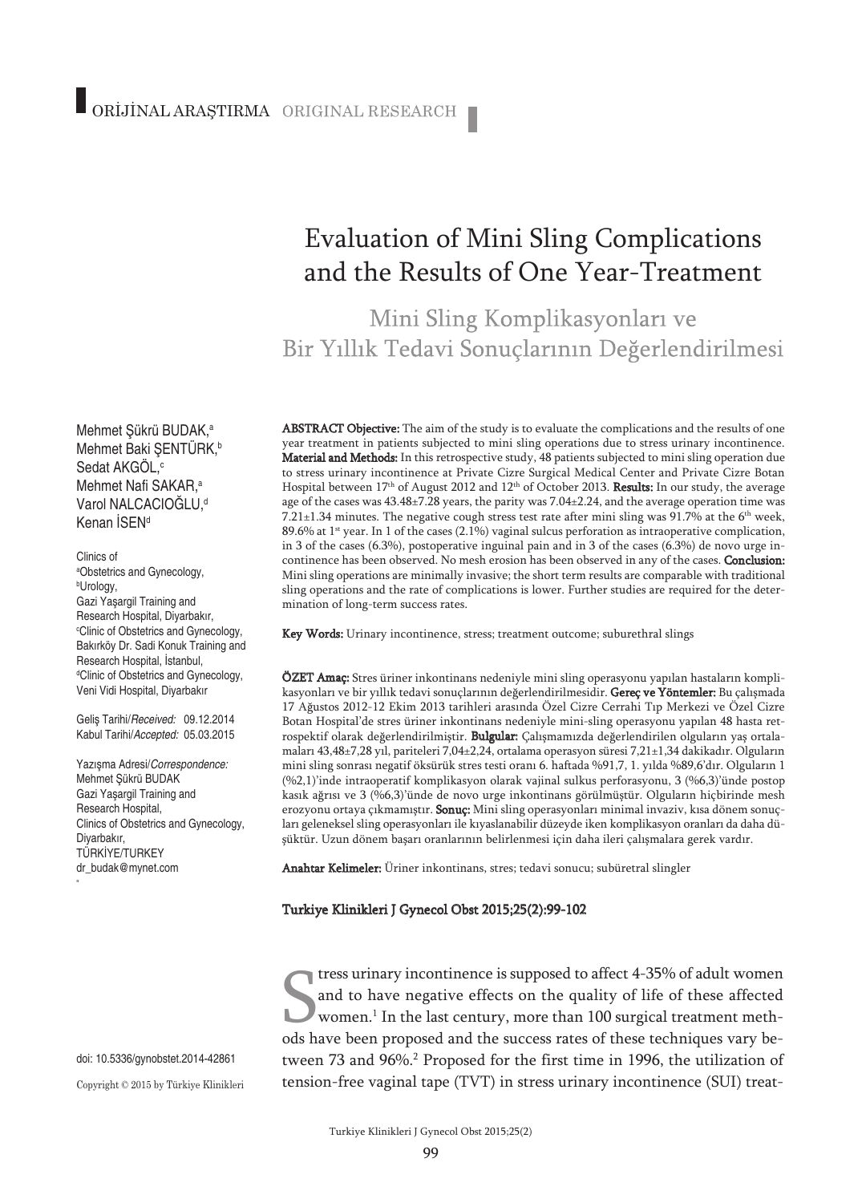ORİJİNAL ARAŞTIRMA ORIGINAL RESEARCH

# Evaluation of Mini Sling Complications and the Results of One Year-Treatment

## Mini Sling Komplikasyonları ve Bir Yıllık Tedavi Sonuçlarının Değerlendirilmesi

Mehmet Şükrü BUDAK,[a]
Mehmet Baki ŞENTÜRK,[b]
Sedat AKGÖL,[c]
Mehmet Nafi SAKAR,[a]
Varol NALCACIOĞLU,[d]
Kenan İSEN[d]

Clinics of
[a]Obstetrics and Gynecology,
[b]Urology,
Gazi Yaşargil Training and Research Hospital, Diyarbakır,
[c]Clinic of Obstetrics and Gynecology, Bakırköy Dr. Sadi Konuk Training and Research Hospital, İstanbul,
[d]Clinic of Obstetrics and Gynecology, Veni Vidi Hospital, Diyarbakır

Geliş Tarihi/*Received:* 09.12.2014
Kabul Tarihi/*Accepted:* 05.03.2015

Yazışma Adresi/*Correspondence:*
Mehmet Şükrü BUDAK
Gazi Yaşargil Training and Research Hospital,
Clinics of Obstetrics and Gynecology,
Diyarbakır,
TÜRKİYE/TURKEY
dr_budak@mynet.com

**ABSTRACT Objective:** The aim of the study is to evaluate the complications and the results of one year treatment in patients subjected to mini sling operations due to stress urinary incontinence. **Material and Methods:** In this retrospective study, 48 patients subjected to mini sling operation due to stress urinary incontinence at Private Cizre Surgical Medical Center and Private Cizre Botan Hospital between 17th of August 2012 and 12th of October 2013. **Results:** In our study, the average age of the cases was 43.48±7.28 years, the parity was 7.04±2.24, and the average operation time was 7.21±1.34 minutes. The negative cough stress test rate after mini sling was 91.7% at the 6th week, 89.6% at 1st year. In 1 of the cases (2.1%) vaginal sulcus perforation as intraoperative complication, in 3 of the cases (6.3%), postoperative inguinal pain and in 3 of the cases (6.3%) de novo urge incontinence has been observed. No mesh erosion has been observed in any of the cases. **Conclusion:** Mini sling operations are minimally invasive; the short term results are comparable with traditional sling operations and the rate of complications is lower. Further studies are required for the determination of long-term success rates.

**Key Words:** Urinary incontinence, stress; treatment outcome; suburethral slings

**ÖZET Amaç:** Stres üriner inkontinans nedeniyle mini sling operasyonu yapılan hastaların komplikasyonları ve bir yıllık tedavi sonuçlarının değerlendirilmesidir. **Gereç ve Yöntemler:** Bu çalışmada 17 Ağustos 2012-12 Ekim 2013 tarihleri arasında Özel Cizre Cerrahi Tıp Merkezi ve Özel Cizre Botan Hospital'de stres üriner inkontinans nedeniyle mini-sling operasyonu yapılan 48 hasta retrospektif olarak değerlendirilmiştir. **Bulgular:** Çalışmamızda değerlendirilen olguların yaş ortalamaları 43,48±7,28 yıl, pariteleri 7,04±2,24, ortalama operasyon süresi 7,21±1,34 dakikadır. Olguların mini sling sonrası negatif öksürük stres testi oranı 6. haftada %91,7, 1. yılda %89,6'dır. Olguların 1 (%2,1)'inde intraoperatif komplikasyon olarak vajinal sulkus perforasyonu, 3 (%6,3)'ünde postop kasık ağrısı ve 3 (%6,3)'ünde de novo urge inkontinans görülmüştür. Olguların hiçbirinde mesh erozyonu ortaya çıkmamıştır. **Sonuç:** Mini sling operasyonları minimal invaziv, kısa dönem sonuçları geleneksel sling operasyonları ile kıyaslanabilir düzeyde iken komplikasyon oranları da daha düşüktür. Uzun dönem başarı oranlarının belirlenmesi için daha ileri çalışmalara gerek vardır.

**Anahtar Kelimeler:** Üriner inkontinans, stres; tedavi sonucu; subüretral slingler

**Turkiye Klinikleri J Gynecol Obst 2015;25(2):99-102**

doi: 10.5336/gynobstet.2014-42861

Copyright © 2015 by Türkiye Klinikleri

Stress urinary incontinence is supposed to affect 4-35% of adult women and to have negative effects on the quality of life of these affected women.[1] In the last century, more than 100 surgical treatment methods have been proposed and the success rates of these techniques vary between 73 and 96%.[2] Proposed for the first time in 1996, the utilization of tension-free vaginal tape (TVT) in stress urinary incontinence (SUI) treat-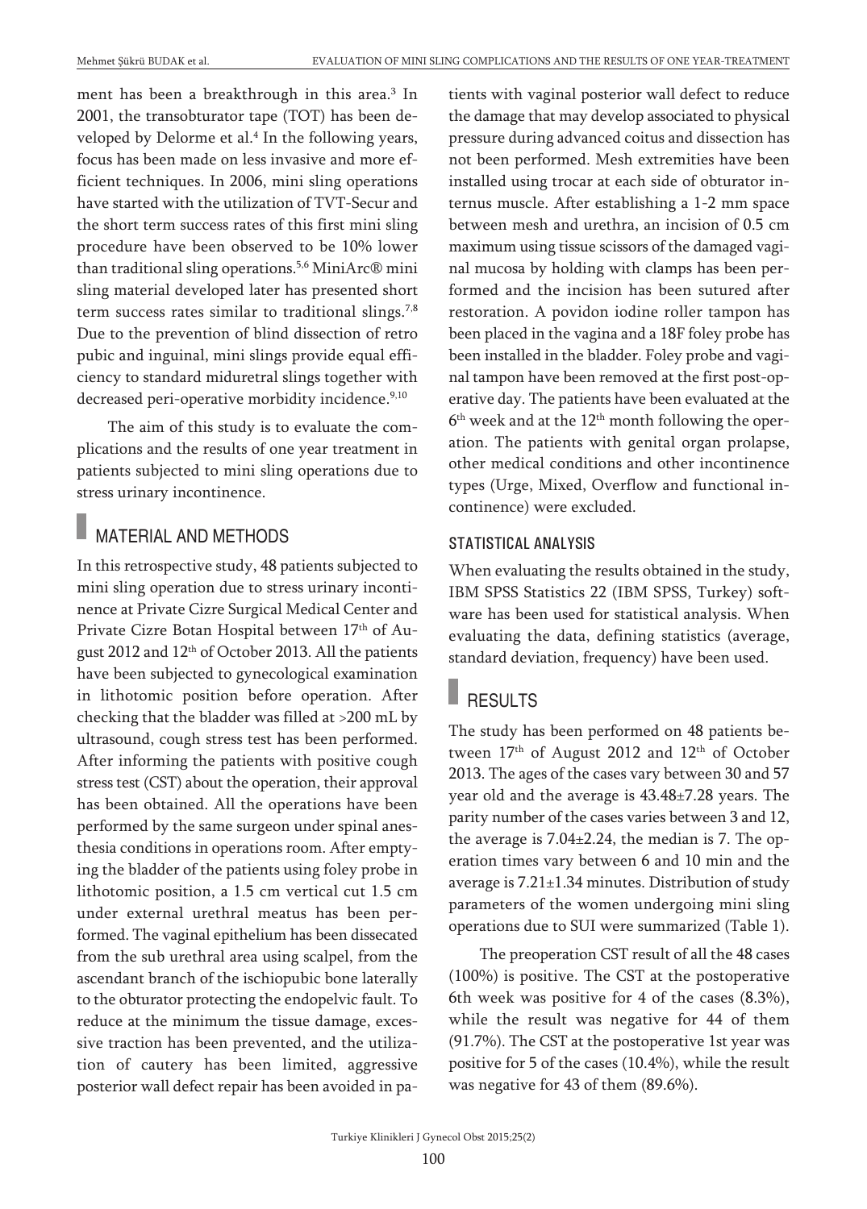ment has been a breakthrough in this area.[3] In 2001, the transobturator tape (TOT) has been developed by Delorme et al.[4] In the following years, focus has been made on less invasive and more efficient techniques. In 2006, mini sling operations have started with the utilization of TVT-Secur and the short term success rates of this first mini sling procedure have been observed to be 10% lower than traditional sling operations.[5,6] MiniArc® mini sling material developed later has presented short term success rates similar to traditional slings.[7,8] Due to the prevention of blind dissection of retro pubic and inguinal, mini slings provide equal efficiency to standard midurethral slings together with decreased peri-operative morbidity incidence.[9,10]

The aim of this study is to evaluate the complications and the results of one year treatment in patients subjected to mini sling operations due to stress urinary incontinence.

## MATERIAL AND METHODS

In this retrospective study, 48 patients subjected to mini sling operation due to stress urinary incontinence at Private Cizre Surgical Medical Center and Private Cizre Botan Hospital between 17th of August 2012 and 12th of October 2013. All the patients have been subjected to gynecological examination in lithotomic position before operation. After checking that the bladder was filled at >200 mL by ultrasound, cough stress test has been performed. After informing the patients with positive cough stress test (CST) about the operation, their approval has been obtained. All the operations have been performed by the same surgeon under spinal anesthesia conditions in operations room. After emptying the bladder of the patients using foley probe in lithotomic position, a 1.5 cm vertical cut 1.5 cm under external urethral meatus has been performed. The vaginal epithelium has been dissecated from the sub urethral area using scalpel, from the ascendant branch of the ischiopubic bone laterally to the obturator protecting the endopelvic fault. To reduce at the minimum the tissue damage, excessive traction has been prevented, and the utilization of cautery has been limited, aggressive posterior wall defect repair has been avoided in patients with vaginal posterior wall defect to reduce the damage that may develop associated to physical pressure during advanced coitus and dissection has not been performed. Mesh extremities have been installed using trocar at each side of obturator internus muscle. After establishing a 1-2 mm space between mesh and urethra, an incision of 0.5 cm maximum using tissue scissors of the damaged vaginal mucosa by holding with clamps has been performed and the incision has been sutured after restoration. A povidon iodine roller tampon has been placed in the vagina and a 18F foley probe has been installed in the bladder. Foley probe and vaginal tampon have been removed at the first post-operative day. The patients have been evaluated at the 6th week and at the 12th month following the operation. The patients with genital organ prolapse, other medical conditions and other incontinence types (Urge, Mixed, Overflow and functional incontinence) were excluded.

### STATISTICAL ANALYSIS

When evaluating the results obtained in the study, IBM SPSS Statistics 22 (IBM SPSS, Turkey) software has been used for statistical analysis. When evaluating the data, defining statistics (average, standard deviation, frequency) have been used.

## RESULTS

The study has been performed on 48 patients between 17th of August 2012 and 12th of October 2013. The ages of the cases vary between 30 and 57 year old and the average is 43.48±7.28 years. The parity number of the cases varies between 3 and 12, the average is 7.04±2.24, the median is 7. The operation times vary between 6 and 10 min and the average is 7.21±1.34 minutes. Distribution of study parameters of the women undergoing mini sling operations due to SUI were summarized (Table 1).

The preoperation CST result of all the 48 cases (100%) is positive. The CST at the postoperative 6th week was positive for 4 of the cases (8.3%), while the result was negative for 44 of them (91.7%). The CST at the postoperative 1st year was positive for 5 of the cases (10.4%), while the result was negative for 43 of them (89.6%).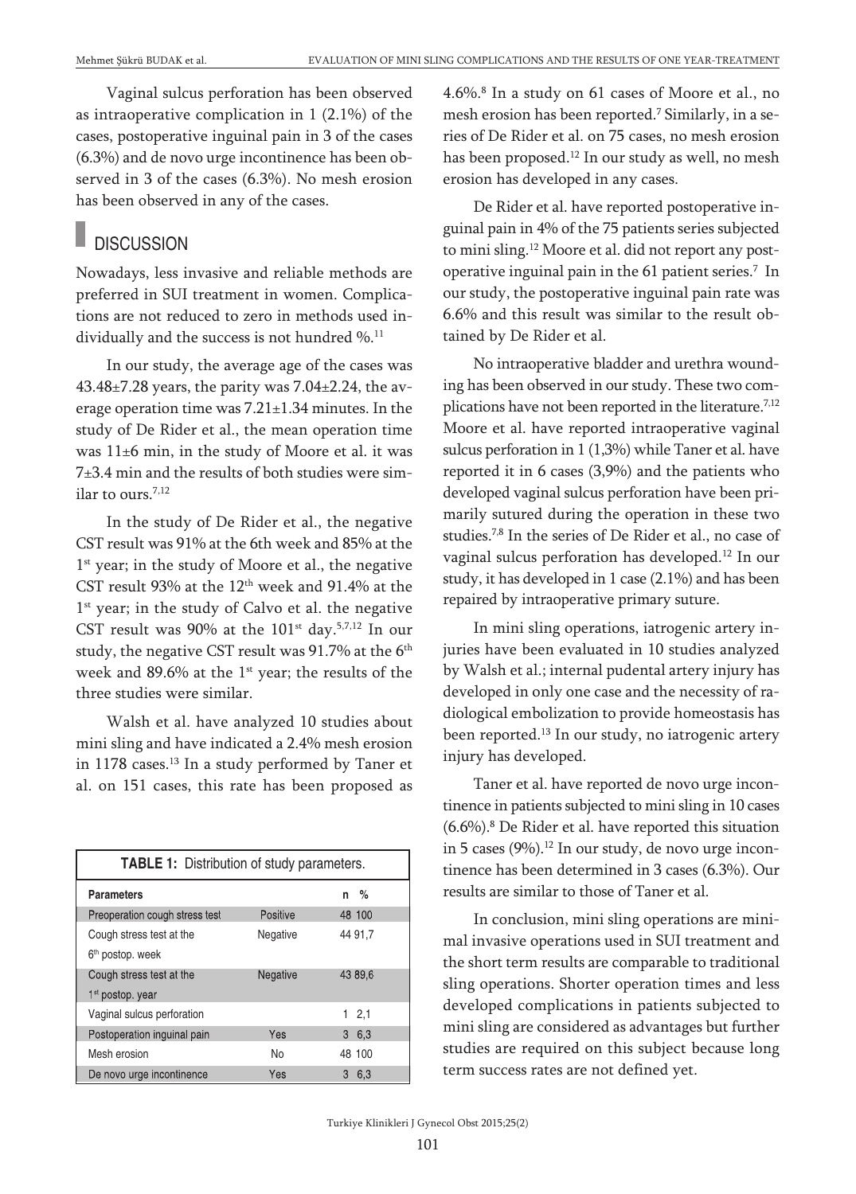Vaginal sulcus perforation has been observed as intraoperative complication in 1 (2.1%) of the cases, postoperative inguinal pain in 3 of the cases (6.3%) and de novo urge incontinence has been observed in 3 of the cases (6.3%). No mesh erosion has been observed in any of the cases.

## DISCUSSION

Nowadays, less invasive and reliable methods are preferred in SUI treatment in women. Complications are not reduced to zero in methods used individually and the success is not hundred %.[11]

In our study, the average age of the cases was 43.48±7.28 years, the parity was 7.04±2.24, the average operation time was 7.21±1.34 minutes. In the study of De Rider et al., the mean operation time was 11±6 min, in the study of Moore et al. it was 7±3.4 min and the results of both studies were similar to ours.[7,12]

In the study of De Rider et al., the negative CST result was 91% at the 6th week and 85% at the 1st year; in the study of Moore et al., the negative CST result 93% at the 12th week and 91.4% at the 1st year; in the study of Calvo et al. the negative CST result was 90% at the 101st day.[5,7,12] In our study, the negative CST result was 91.7% at the 6th week and 89.6% at the 1st year; the results of the three studies were similar.

Walsh et al. have analyzed 10 studies about mini sling and have indicated a 2.4% mesh erosion in 1178 cases.[13] In a study performed by Taner et al. on 151 cases, this rate has been proposed as 4.6%.[8] In a study on 61 cases of Moore et al., no mesh erosion has been reported.[7] Similarly, in a series of De Rider et al. on 75 cases, no mesh erosion has been proposed.[12] In our study as well, no mesh erosion has developed in any cases.

| **TABLE 1:** Distribution of study parameters. | | |
|---|---|---|
| **Parameters** | | **n %** |
| Preoperation cough stress test | Positive | 48 100 |
| Cough stress test at the 6th postop. week | Negative | 44 91,7 |
| Cough stress test at the 1st postop. year | Negative | 43 89,6 |
| Vaginal sulcus perforation | | 1 2,1 |
| Postoperation inguinal pain | Yes | 3 6,3 |
| Mesh erosion | No | 48 100 |
| De novo urge incontinence | Yes | 3 6,3 |

De Rider et al. have reported postoperative inguinal pain in 4% of the 75 patients series subjected to mini sling.[12] Moore et al. did not report any postoperative inguinal pain in the 61 patient series.[7] In our study, the postoperative inguinal pain rate was 6.6% and this result was similar to the result obtained by De Rider et al.

No intraoperative bladder and urethra wounding has been observed in our study. These two complications have not been reported in the literature.[7,12] Moore et al. have reported intraoperative vaginal sulcus perforation in 1 (1,3%) while Taner et al. have reported it in 6 cases (3,9%) and the patients who developed vaginal sulcus perforation have been primarily sutured during the operation in these two studies.[7,8] In the series of De Rider et al., no case of vaginal sulcus perforation has developed.[12] In our study, it has developed in 1 case (2.1%) and has been repaired by intraoperative primary suture.

In mini sling operations, iatrogenic artery injuries have been evaluated in 10 studies analyzed by Walsh et al.; internal pudental artery injury has developed in only one case and the necessity of radiological embolization to provide homeostasis has been reported.[13] In our study, no iatrogenic artery injury has developed.

Taner et al. have reported de novo urge incontinence in patients subjected to mini sling in 10 cases (6.6%).[8] De Rider et al. have reported this situation in 5 cases (9%).[12] In our study, de novo urge incontinence has been determined in 3 cases (6.3%). Our results are similar to those of Taner et al.

In conclusion, mini sling operations are minimal invasive operations used in SUI treatment and the short term results are comparable to traditional sling operations. Shorter operation times and less developed complications in patients subjected to mini sling are considered as advantages but further studies are required on this subject because long term success rates are not defined yet.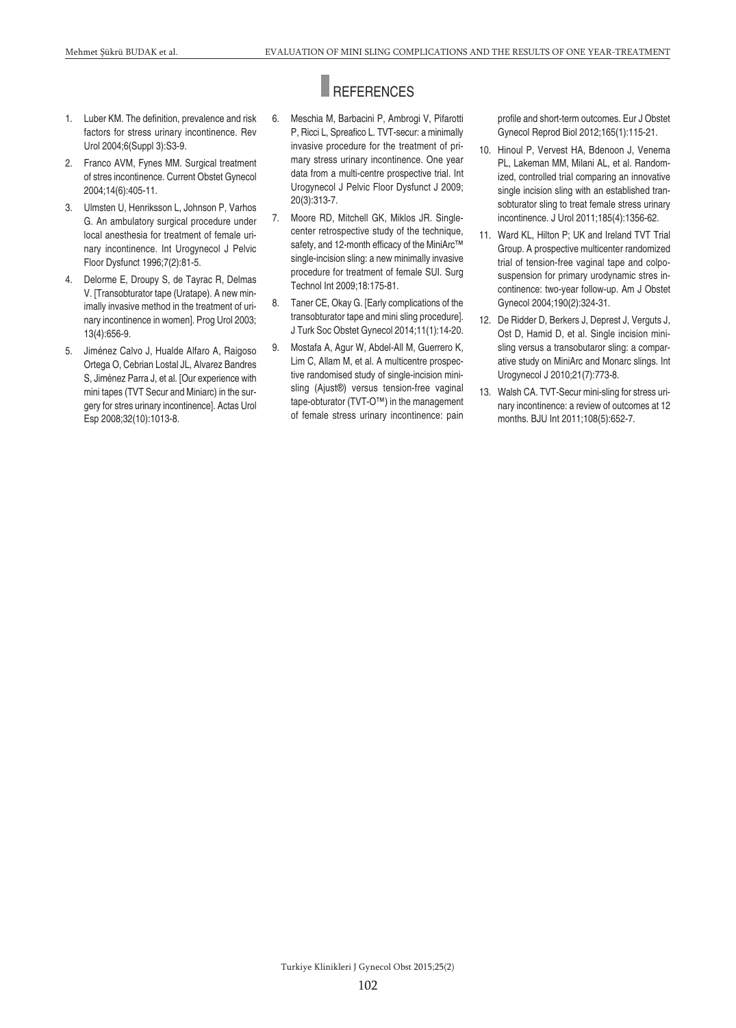# REFERENCES

1. Luber KM. The definition, prevalence and risk factors for stress urinary incontinence. Rev Urol 2004;6(Suppl 3):S3-9.
2. Franco AVM, Fynes MM. Surgical treatment of stres incontinence. Current Obstet Gynecol 2004;14(6):405-11.
3. Ulmsten U, Henriksson L, Johnson P, Varhos G. An ambulatory surgical procedure under local anesthesia for treatment of female urinary incontinence. Int Urogynecol J Pelvic Floor Dysfunct 1996;7(2):81-5.
4. Delorme E, Droupy S, de Tayrac R, Delmas V. [Transobturator tape (Uratape). A new minimally invasive method in the treatment of urinary incontinence in women]. Prog Urol 2003; 13(4):656-9.
5. Jiménez Calvo J, Hualde Alfaro A, Raigoso Ortega O, Cebrian Lostal JL, Alvarez Bandres S, Jiménez Parra J, et al. [Our experience with mini tapes (TVT Secur and Miniarc) in the surgery for stres urinary incontinence]. Actas Urol Esp 2008;32(10):1013-8.
6. Meschia M, Barbacini P, Ambrogi V, Pifarotti P, Ricci L, Spreafico L. TVT-secur: a minimally invasive procedure for the treatment of primary stress urinary incontinence. One year data from a multi-centre prospective trial. Int Urogynecol J Pelvic Floor Dysfunct J 2009; 20(3):313-7.
7. Moore RD, Mitchell GK, Miklos JR. Single-center retrospective study of the technique, safety, and 12-month efficacy of the MiniArc™ single-incision sling: a new minimally invasive procedure for treatment of female SUI. Surg Technol Int 2009;18:175-81.
8. Taner CE, Okay G. [Early complications of the transobturator tape and mini sling procedure]. J Turk Soc Obstet Gynecol 2014;11(1):14-20.
9. Mostafa A, Agur W, Abdel-All M, Guerrero K, Lim C, Allam M, et al. A multicentre prospective randomised study of single-incision mini-sling (Ajust®) versus tension-free vaginal tape-obturator (TVT-O™) in the management of female stress urinary incontinence: pain profile and short-term outcomes. Eur J Obstet Gynecol Reprod Biol 2012;165(1):115-21.
10. Hinoul P, Vervest HA, Bdenoon J, Venema PL, Lakeman MM, Milani AL, et al. Randomized, controlled trial comparing an innovative single incision sling with an established transobturator sling to treat female stress urinary incontinence. J Urol 2011;185(4):1356-62.
11. Ward KL, Hilton P; UK and Ireland TVT Trial Group. A prospective multicenter randomized trial of tension-free vaginal tape and colposuspension for primary urodynamic stres incontinence: two-year follow-up. Am J Obstet Gynecol 2004;190(2):324-31.
12. De Ridder D, Berkers J, Deprest J, Verguts J, Ost D, Hamid D, et al. Single incision mini-sling versus a transobutaror sling: a comparative study on MiniArc and Monarc slings. Int Urogynecol J 2010;21(7):773-8.
13. Walsh CA. TVT-Secur mini-sling for stress urinary incontinence: a review of outcomes at 12 months. BJU Int 2011;108(5):652-7.